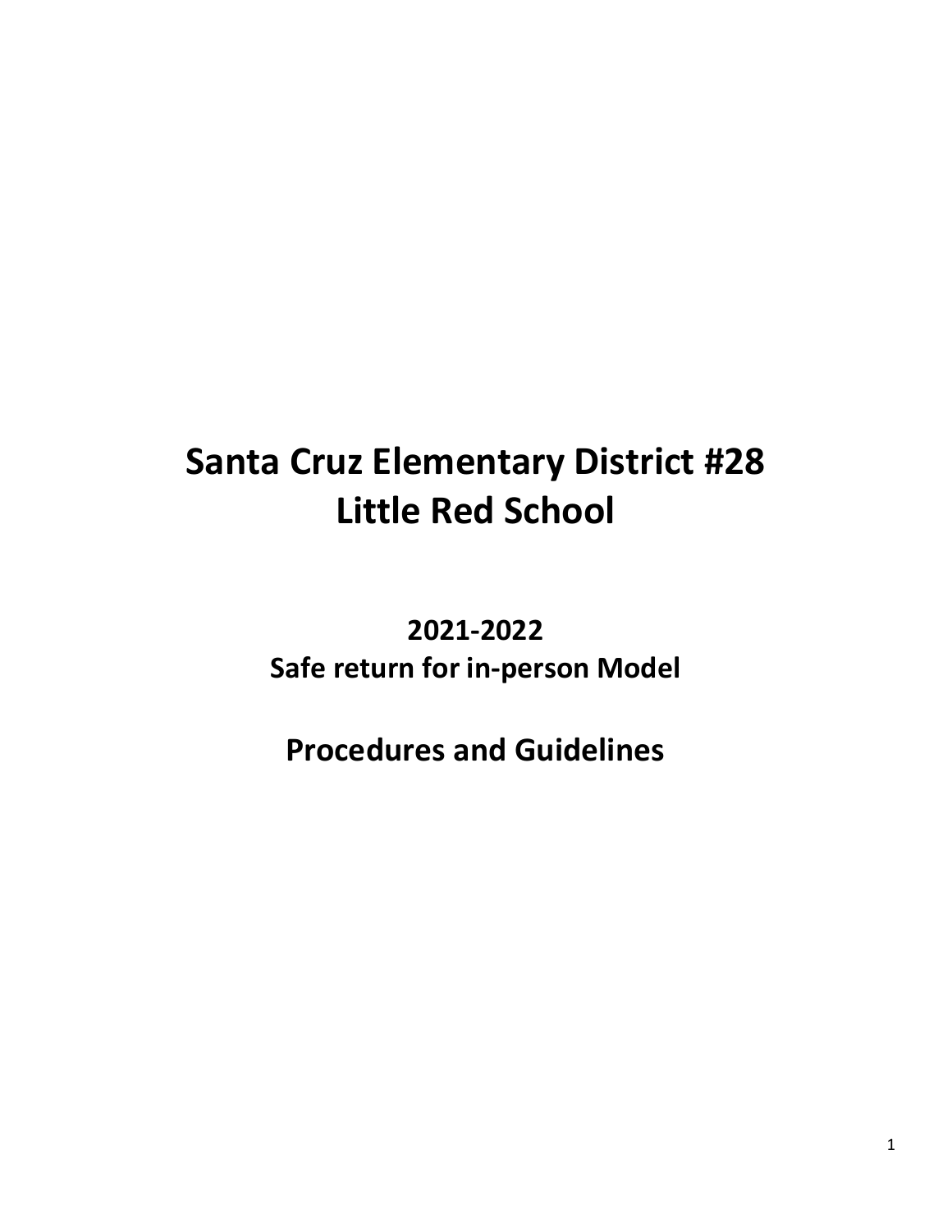# Santa Cruz Elementary District #28
# Little Red School

## 2021-2022
## Safe return for in-person Model

## Procedures and Guidelines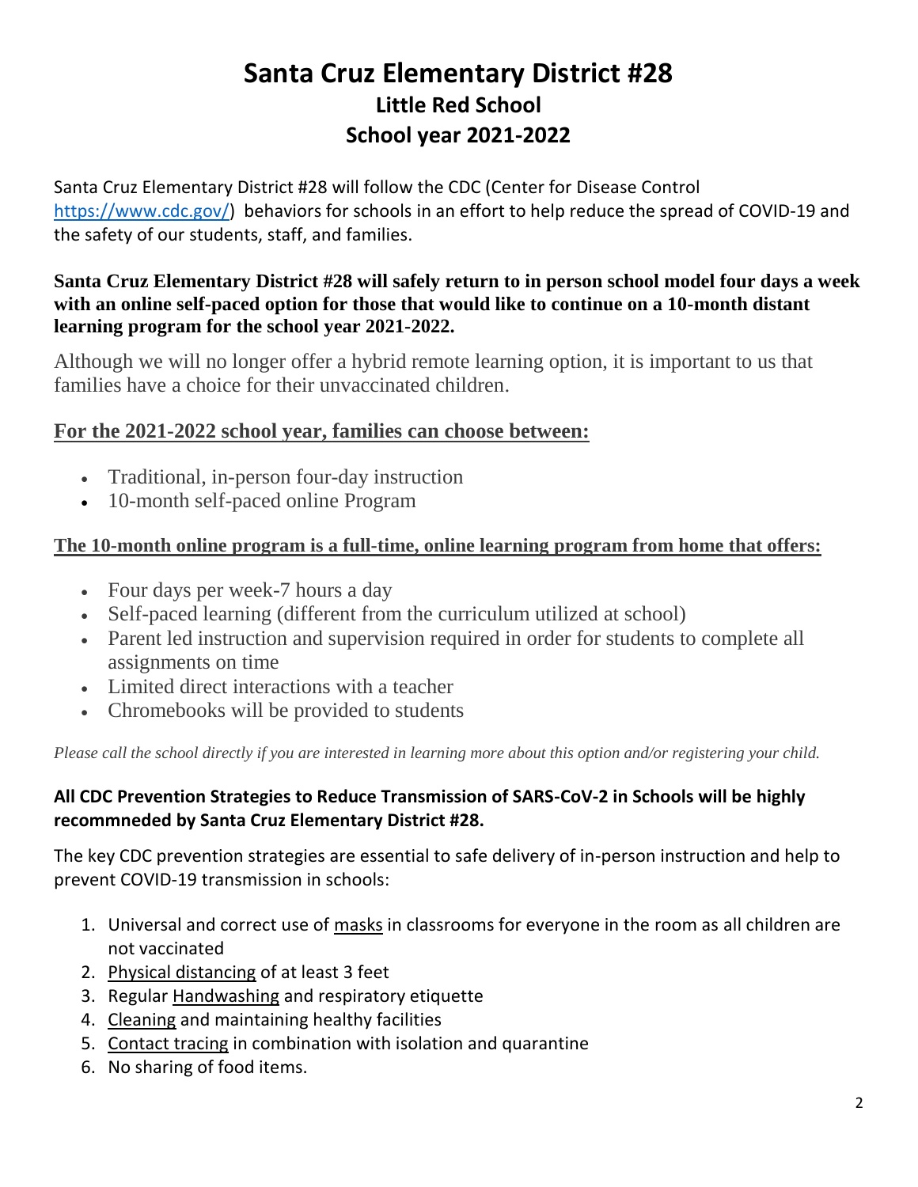# Santa Cruz Elementary District #28

## Little Red School

## School year 2021-2022

Santa Cruz Elementary District #28 will follow the CDC (Center for Disease Control https://www.cdc.gov/) behaviors for schools in an effort to help reduce the spread of COVID-19 and the safety of our students, staff, and families.

**Santa Cruz Elementary District #28 will safely return to in person school model four days a week with an online self-paced option for those that would like to continue on a 10-month distant learning program for the school year 2021-2022.**

Although we will no longer offer a hybrid remote learning option, it is important to us that families have a choice for their unvaccinated children.

### For the 2021-2022 school year, families can choose between:

- Traditional, in-person four-day instruction
- 10-month self-paced online Program

**The 10-month online program is a full-time, online learning program from home that offers:**

- Four days per week-7 hours a day
- Self-paced learning (different from the curriculum utilized at school)
- Parent led instruction and supervision required in order for students to complete all assignments on time
- Limited direct interactions with a teacher
- Chromebooks will be provided to students

*Please call the school directly if you are interested in learning more about this option and/or registering your child.*

**All CDC Prevention Strategies to Reduce Transmission of SARS-CoV-2 in Schools will be highly recommneded by Santa Cruz Elementary District #28.**

The key CDC prevention strategies are essential to safe delivery of in-person instruction and help to prevent COVID-19 transmission in schools:

1. Universal and correct use of masks in classrooms for everyone in the room as all children are not vaccinated
2. Physical distancing of at least 3 feet
3. Regular Handwashing and respiratory etiquette
4. Cleaning and maintaining healthy facilities
5. Contact tracing in combination with isolation and quarantine
6. No sharing of food items.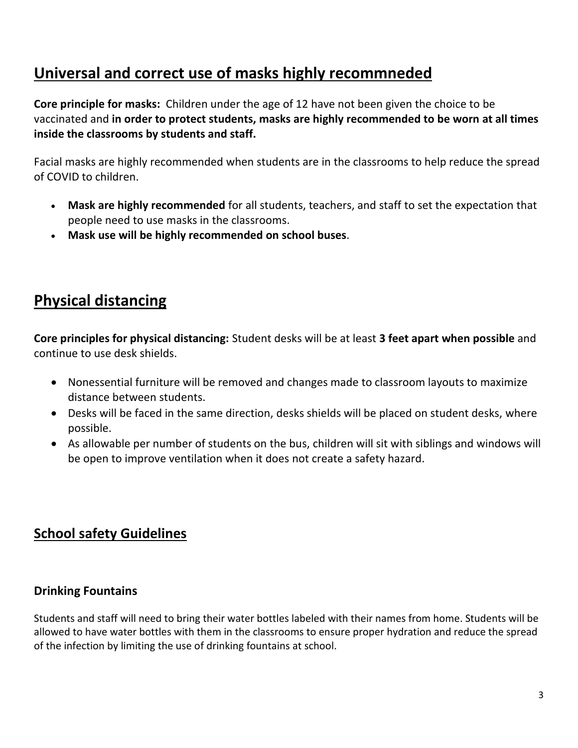## Universal and correct use of masks highly recommneded

**Core principle for masks:** Children under the age of 12 have not been given the choice to be vaccinated and **in order to protect students, masks are highly recommended to be worn at all times inside the classrooms by students and staff.**

Facial masks are highly recommended when students are in the classrooms to help reduce the spread of COVID to children.

- **Mask are highly recommended** for all students, teachers, and staff to set the expectation that people need to use masks in the classrooms.
- **Mask use will be highly recommended on school buses**.

## Physical distancing

**Core principles for physical distancing:** Student desks will be at least **3 feet apart when possible** and continue to use desk shields.

- Nonessential furniture will be removed and changes made to classroom layouts to maximize distance between students.
- Desks will be faced in the same direction, desks shields will be placed on student desks, where possible.
- As allowable per number of students on the bus, children will sit with siblings and windows will be open to improve ventilation when it does not create a safety hazard.

## School safety Guidelines

### Drinking Fountains

Students and staff will need to bring their water bottles labeled with their names from home. Students will be allowed to have water bottles with them in the classrooms to ensure proper hydration and reduce the spread of the infection by limiting the use of drinking fountains at school.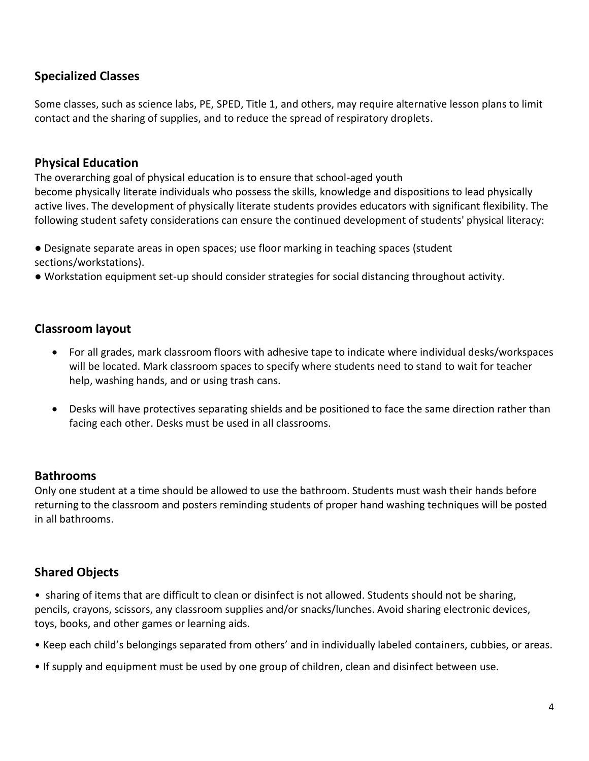## Specialized Classes

Some classes, such as science labs, PE, SPED, Title 1, and others, may require alternative lesson plans to limit contact and the sharing of supplies, and to reduce the spread of respiratory droplets.

## Physical Education

The overarching goal of physical education is to ensure that school-aged youth become physically literate individuals who possess the skills, knowledge and dispositions to lead physically active lives. The development of physically literate students provides educators with significant flexibility. The following student safety considerations can ensure the continued development of students' physical literacy:

- Designate separate areas in open spaces; use floor marking in teaching spaces (student sections/workstations).
- Workstation equipment set-up should consider strategies for social distancing throughout activity.

## Classroom layout

- For all grades, mark classroom floors with adhesive tape to indicate where individual desks/workspaces will be located. Mark classroom spaces to specify where students need to stand to wait for teacher help, washing hands, and or using trash cans.
- Desks will have protectives separating shields and be positioned to face the same direction rather than facing each other. Desks must be used in all classrooms.

## Bathrooms

Only one student at a time should be allowed to use the bathroom. Students must wash their hands before returning to the classroom and posters reminding students of proper hand washing techniques will be posted in all bathrooms.

## Shared Objects

- sharing of items that are difficult to clean or disinfect is not allowed. Students should not be sharing, pencils, crayons, scissors, any classroom supplies and/or snacks/lunches. Avoid sharing electronic devices, toys, books, and other games or learning aids.
- Keep each child's belongings separated from others' and in individually labeled containers, cubbies, or areas.
- If supply and equipment must be used by one group of children, clean and disinfect between use.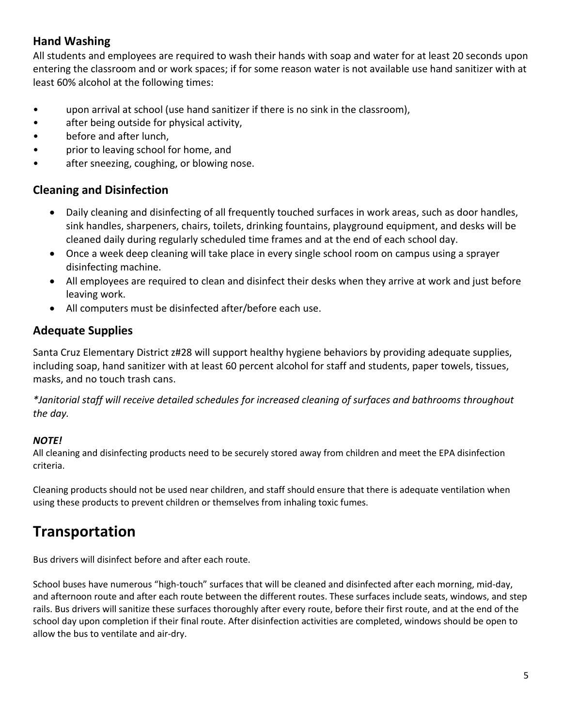## Hand Washing

All students and employees are required to wash their hands with soap and water for at least 20 seconds upon entering the classroom and or work spaces; if for some reason water is not available use hand sanitizer with at least 60% alcohol at the following times:

- upon arrival at school (use hand sanitizer if there is no sink in the classroom),
- after being outside for physical activity,
- before and after lunch,
- prior to leaving school for home, and
- after sneezing, coughing, or blowing nose.

## Cleaning and Disinfection

- Daily cleaning and disinfecting of all frequently touched surfaces in work areas, such as door handles, sink handles, sharpeners, chairs, toilets, drinking fountains, playground equipment, and desks will be cleaned daily during regularly scheduled time frames and at the end of each school day.
- Once a week deep cleaning will take place in every single school room on campus using a sprayer disinfecting machine.
- All employees are required to clean and disinfect their desks when they arrive at work and just before leaving work.
- All computers must be disinfected after/before each use.

## Adequate Supplies

Santa Cruz Elementary District z#28 will support healthy hygiene behaviors by providing adequate supplies, including soap, hand sanitizer with at least 60 percent alcohol for staff and students, paper towels, tissues, masks, and no touch trash cans.

*\*Janitorial staff will receive detailed schedules for increased cleaning of surfaces and bathrooms throughout the day.*

***NOTE!***

All cleaning and disinfecting products need to be securely stored away from children and meet the EPA disinfection criteria.

Cleaning products should not be used near children, and staff should ensure that there is adequate ventilation when using these products to prevent children or themselves from inhaling toxic fumes.

# Transportation

Bus drivers will disinfect before and after each route.

School buses have numerous "high-touch" surfaces that will be cleaned and disinfected after each morning, mid-day, and afternoon route and after each route between the different routes. These surfaces include seats, windows, and step rails. Bus drivers will sanitize these surfaces thoroughly after every route, before their first route, and at the end of the school day upon completion if their final route. After disinfection activities are completed, windows should be open to allow the bus to ventilate and air-dry.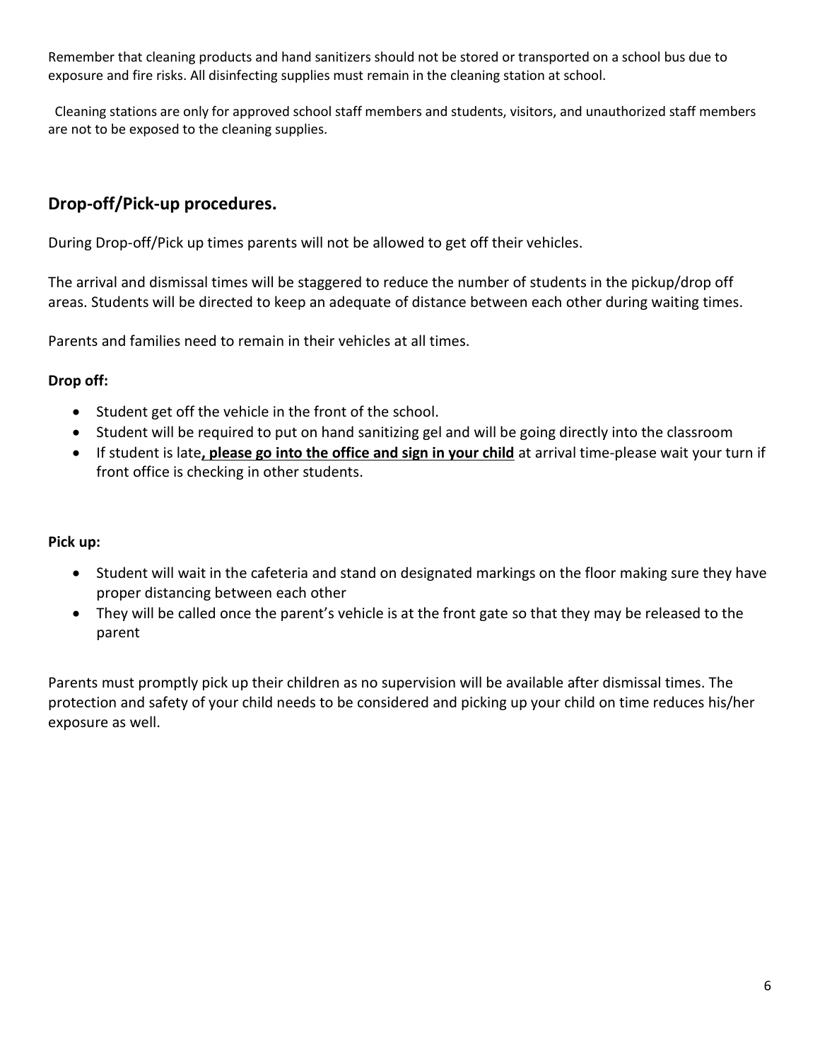Remember that cleaning products and hand sanitizers should not be stored or transported on a school bus due to exposure and fire risks. All disinfecting supplies must remain in the cleaning station at school.

Cleaning stations are only for approved school staff members and students, visitors, and unauthorized staff members are not to be exposed to the cleaning supplies.

## Drop-off/Pick-up procedures.

During Drop-off/Pick up times parents will not be allowed to get off their vehicles.

The arrival and dismissal times will be staggered to reduce the number of students in the pickup/drop off areas. Students will be directed to keep an adequate of distance between each other during waiting times.

Parents and families need to remain in their vehicles at all times.

**Drop off:**

- Student get off the vehicle in the front of the school.
- Student will be required to put on hand sanitizing gel and will be going directly into the classroom
- If student is late**, please go into the office and sign in your child** at arrival time-please wait your turn if front office is checking in other students.

**Pick up:**

- Student will wait in the cafeteria and stand on designated markings on the floor making sure they have proper distancing between each other
- They will be called once the parent's vehicle is at the front gate so that they may be released to the parent

Parents must promptly pick up their children as no supervision will be available after dismissal times. The protection and safety of your child needs to be considered and picking up your child on time reduces his/her exposure as well.